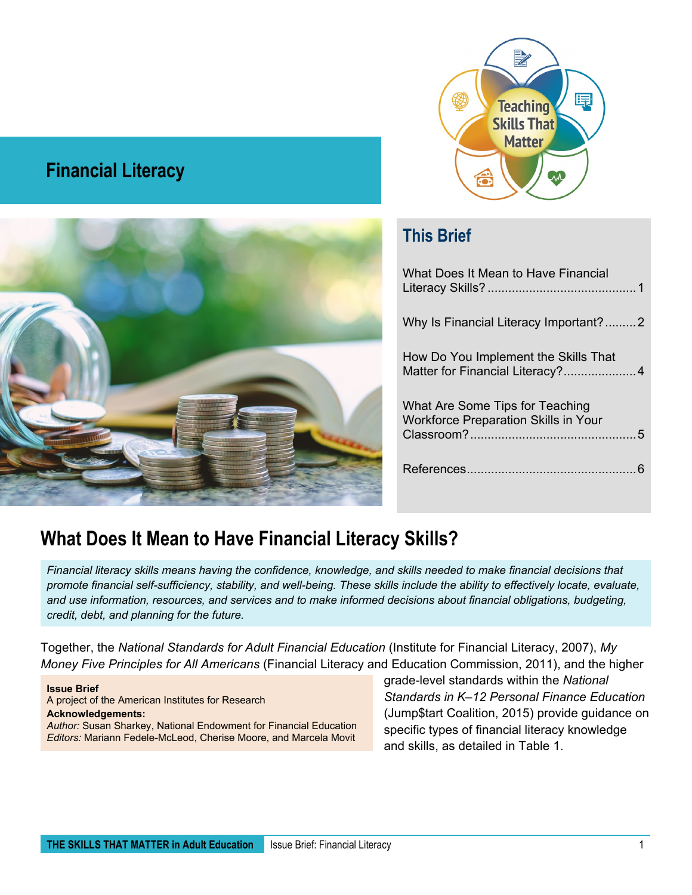# Financial Literacy

Teaching Skills That Matter

## This Brief

What Does It Mean to Have Financial Literacy Skills? .......................................... 1

Why Is Financial Literacy Important? ......... 2

How Do You Implement the Skills That Matter for Financial Literacy? ..................... 4

What Are Some Tips for Teaching Workforce Preparation Skills in Your Classroom? ............................................... 5

References ................................................ 6

## What Does It Mean to Have Financial Literacy Skills?

*Financial literacy skills means having the confidence, knowledge, and skills needed to make financial decisions that promote financial self-sufficiency, stability, and well-being. These skills include the ability to effectively locate, evaluate, and use information, resources, and services and to make informed decisions about financial obligations, budgeting, credit, debt, and planning for the future.*

Together, the *National Standards for Adult Financial Education* (Institute for Financial Literacy, 2007), *My Money Five Principles for All Americans* (Financial Literacy and Education Commission, 2011), and the higher grade-level standards within the *National Standards in K–12 Personal Finance Education* (Jump$tart Coalition, 2015) provide guidance on specific types of financial literacy knowledge and skills, as detailed in Table 1.

**Issue Brief**
A project of the American Institutes for Research
**Acknowledgements:**
*Author:* Susan Sharkey, National Endowment for Financial Education
*Editors:* Mariann Fedele-McLeod, Cherise Moore, and Marcela Movit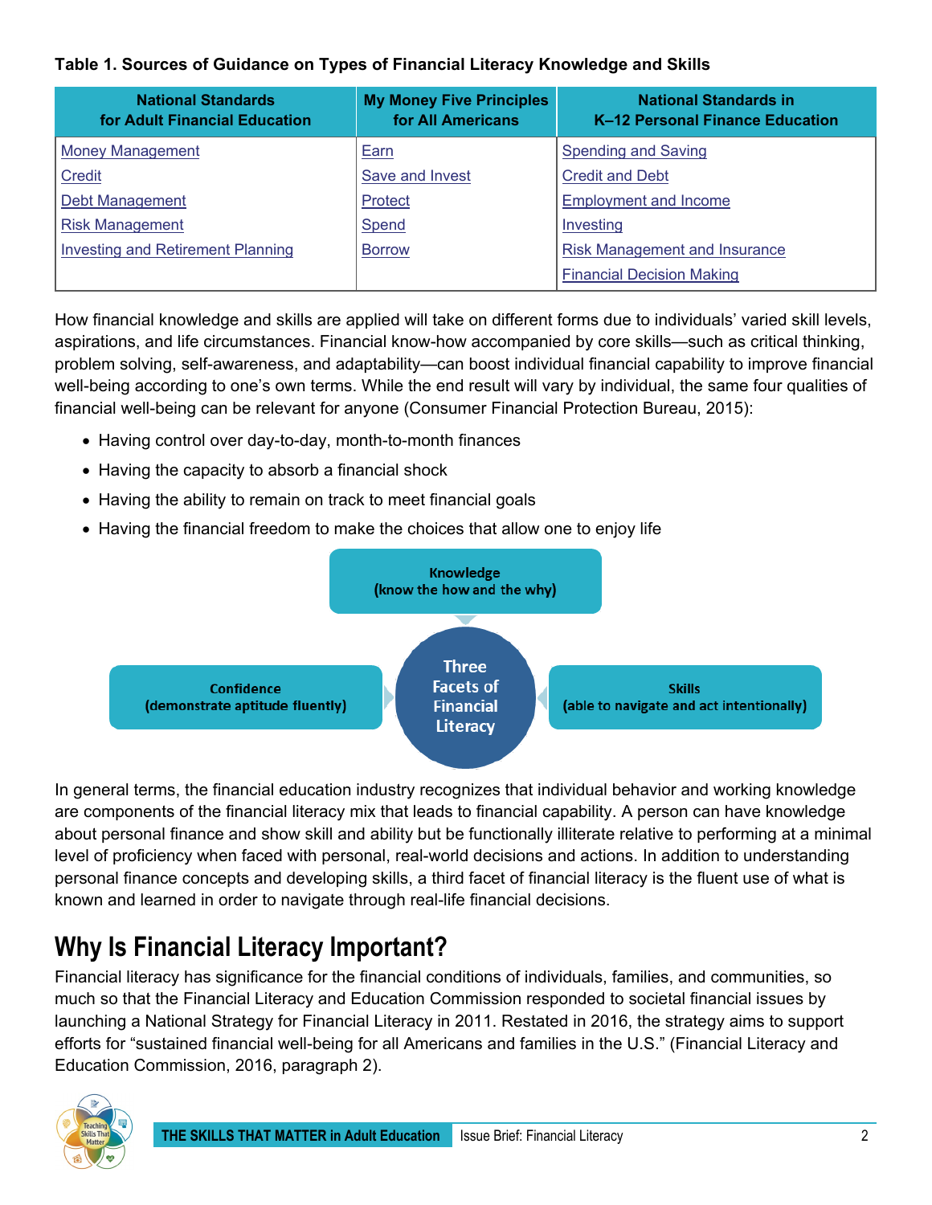**Table 1. Sources of Guidance on Types of Financial Literacy Knowledge and Skills**

| National Standards for Adult Financial Education | My Money Five Principles for All Americans | National Standards in K–12 Personal Finance Education |
|---|---|---|
| Money Management | Earn | Spending and Saving |
| Credit | Save and Invest | Credit and Debt |
| Debt Management | Protect | Employment and Income |
| Risk Management | Spend | Investing |
| Investing and Retirement Planning | Borrow | Risk Management and Insurance |
| | | Financial Decision Making |

How financial knowledge and skills are applied will take on different forms due to individuals' varied skill levels, aspirations, and life circumstances. Financial know-how accompanied by core skills—such as critical thinking, problem solving, self-awareness, and adaptability—can boost individual financial capability to improve financial well-being according to one's own terms. While the end result will vary by individual, the same four qualities of financial well-being can be relevant for anyone (Consumer Financial Protection Bureau, 2015):

- Having control over day-to-day, month-to-month finances
- Having the capacity to absorb a financial shock
- Having the ability to remain on track to meet financial goals
- Having the financial freedom to make the choices that allow one to enjoy life

Three Facets of Financial Literacy

- Knowledge (know the how and the why)
- Confidence (demonstrate aptitude fluently)
- Skills (able to navigate and act intentionally)

In general terms, the financial education industry recognizes that individual behavior and working knowledge are components of the financial literacy mix that leads to financial capability. A person can have knowledge about personal finance and show skill and ability but be functionally illiterate relative to performing at a minimal level of proficiency when faced with personal, real-world decisions and actions. In addition to understanding personal finance concepts and developing skills, a third facet of financial literacy is the fluent use of what is known and learned in order to navigate through real-life financial decisions.

## Why Is Financial Literacy Important?

Financial literacy has significance for the financial conditions of individuals, families, and communities, so much so that the Financial Literacy and Education Commission responded to societal financial issues by launching a National Strategy for Financial Literacy in 2011. Restated in 2016, the strategy aims to support efforts for "sustained financial well-being for all Americans and families in the U.S." (Financial Literacy and Education Commission, 2016, paragraph 2).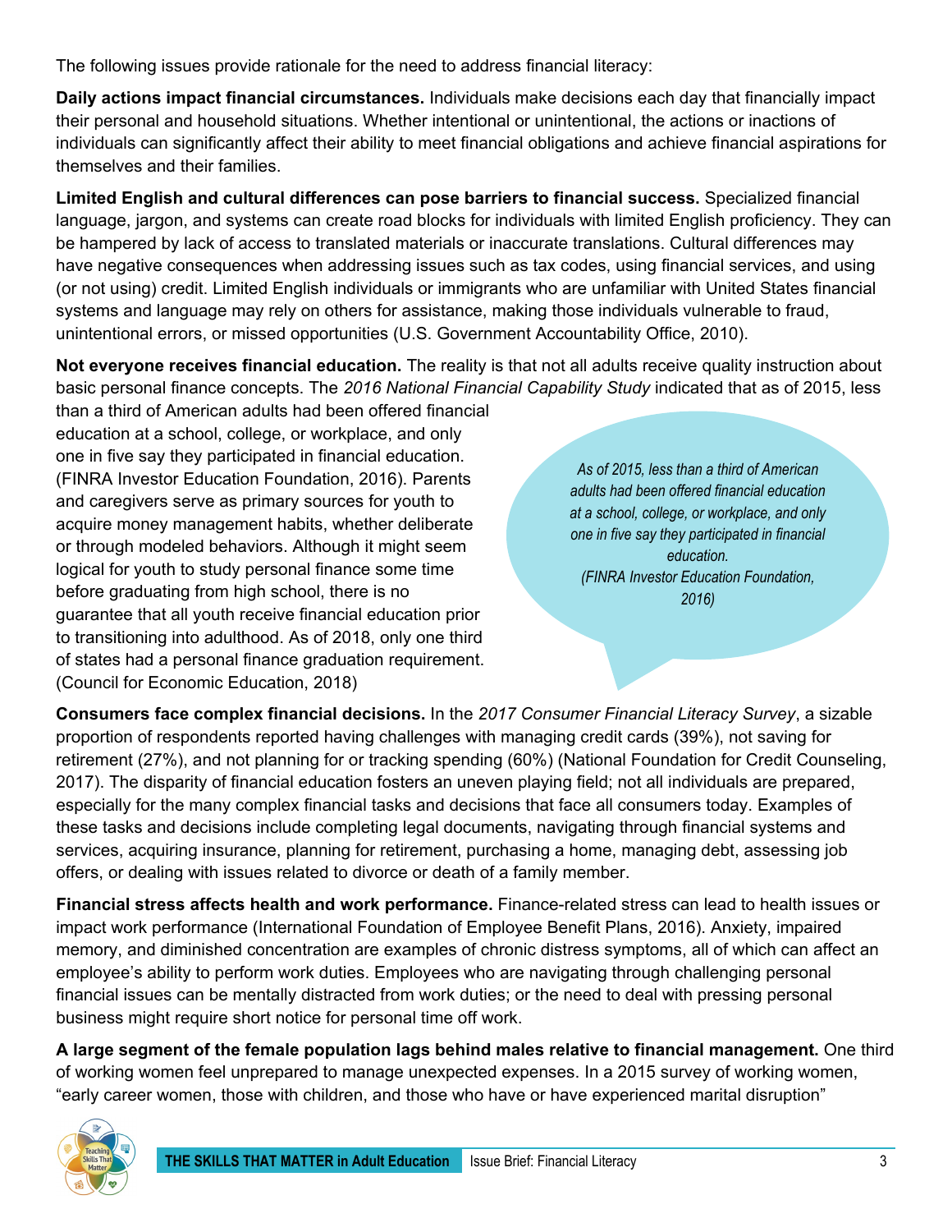The following issues provide rationale for the need to address financial literacy:

**Daily actions impact financial circumstances.** Individuals make decisions each day that financially impact their personal and household situations. Whether intentional or unintentional, the actions or inactions of individuals can significantly affect their ability to meet financial obligations and achieve financial aspirations for themselves and their families.

**Limited English and cultural differences can pose barriers to financial success.** Specialized financial language, jargon, and systems can create road blocks for individuals with limited English proficiency. They can be hampered by lack of access to translated materials or inaccurate translations. Cultural differences may have negative consequences when addressing issues such as tax codes, using financial services, and using (or not using) credit. Limited English individuals or immigrants who are unfamiliar with United States financial systems and language may rely on others for assistance, making those individuals vulnerable to fraud, unintentional errors, or missed opportunities (U.S. Government Accountability Office, 2010).

**Not everyone receives financial education.** The reality is that not all adults receive quality instruction about basic personal finance concepts. The *2016 National Financial Capability Study* indicated that as of 2015, less than a third of American adults had been offered financial education at a school, college, or workplace, and only one in five say they participated in financial education. (FINRA Investor Education Foundation, 2016). Parents and caregivers serve as primary sources for youth to acquire money management habits, whether deliberate or through modeled behaviors. Although it might seem logical for youth to study personal finance some time before graduating from high school, there is no guarantee that all youth receive financial education prior to transitioning into adulthood. As of 2018, only one third of states had a personal finance graduation requirement. (Council for Economic Education, 2018)

> *As of 2015, less than a third of American adults had been offered financial education at a school, college, or workplace, and only one in five say they participated in financial education. (FINRA Investor Education Foundation, 2016)*

**Consumers face complex financial decisions.** In the *2017 Consumer Financial Literacy Survey*, a sizable proportion of respondents reported having challenges with managing credit cards (39%), not saving for retirement (27%), and not planning for or tracking spending (60%) (National Foundation for Credit Counseling, 2017). The disparity of financial education fosters an uneven playing field; not all individuals are prepared, especially for the many complex financial tasks and decisions that face all consumers today. Examples of these tasks and decisions include completing legal documents, navigating through financial systems and services, acquiring insurance, planning for retirement, purchasing a home, managing debt, assessing job offers, or dealing with issues related to divorce or death of a family member.

**Financial stress affects health and work performance.** Finance-related stress can lead to health issues or impact work performance (International Foundation of Employee Benefit Plans, 2016). Anxiety, impaired memory, and diminished concentration are examples of chronic distress symptoms, all of which can affect an employee's ability to perform work duties. Employees who are navigating through challenging personal financial issues can be mentally distracted from work duties; or the need to deal with pressing personal business might require short notice for personal time off work.

**A large segment of the female population lags behind males relative to financial management.** One third of working women feel unprepared to manage unexpected expenses. In a 2015 survey of working women, "early career women, those with children, and those who have or have experienced marital disruption"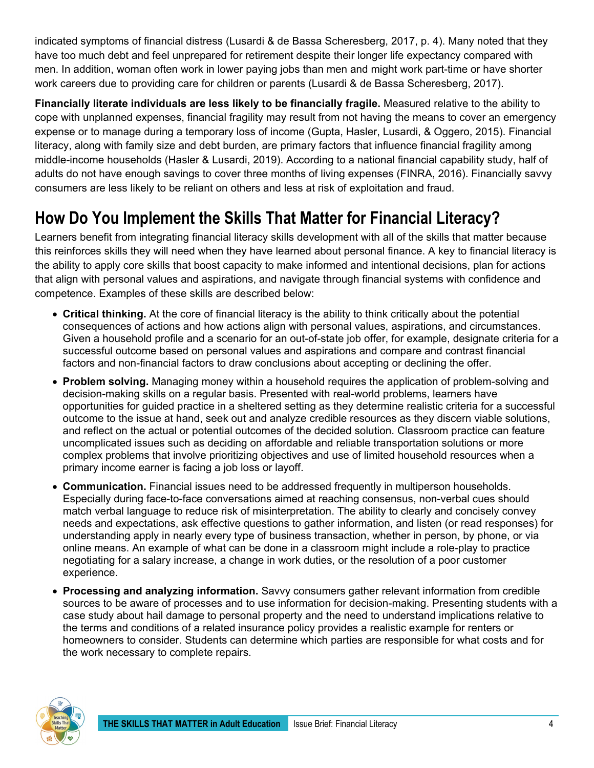indicated symptoms of financial distress (Lusardi & de Bassa Scheresberg, 2017, p. 4). Many noted that they have too much debt and feel unprepared for retirement despite their longer life expectancy compared with men. In addition, woman often work in lower paying jobs than men and might work part-time or have shorter work careers due to providing care for children or parents (Lusardi & de Bassa Scheresberg, 2017).

**Financially literate individuals are less likely to be financially fragile.** Measured relative to the ability to cope with unplanned expenses, financial fragility may result from not having the means to cover an emergency expense or to manage during a temporary loss of income (Gupta, Hasler, Lusardi, & Oggero, 2015). Financial literacy, along with family size and debt burden, are primary factors that influence financial fragility among middle-income households (Hasler & Lusardi, 2019). According to a national financial capability study, half of adults do not have enough savings to cover three months of living expenses (FINRA, 2016). Financially savvy consumers are less likely to be reliant on others and less at risk of exploitation and fraud.

## How Do You Implement the Skills That Matter for Financial Literacy?

Learners benefit from integrating financial literacy skills development with all of the skills that matter because this reinforces skills they will need when they have learned about personal finance. A key to financial literacy is the ability to apply core skills that boost capacity to make informed and intentional decisions, plan for actions that align with personal values and aspirations, and navigate through financial systems with confidence and competence. Examples of these skills are described below:

- **Critical thinking.** At the core of financial literacy is the ability to think critically about the potential consequences of actions and how actions align with personal values, aspirations, and circumstances. Given a household profile and a scenario for an out-of-state job offer, for example, designate criteria for a successful outcome based on personal values and aspirations and compare and contrast financial factors and non-financial factors to draw conclusions about accepting or declining the offer.
- **Problem solving.** Managing money within a household requires the application of problem-solving and decision-making skills on a regular basis. Presented with real-world problems, learners have opportunities for guided practice in a sheltered setting as they determine realistic criteria for a successful outcome to the issue at hand, seek out and analyze credible resources as they discern viable solutions, and reflect on the actual or potential outcomes of the decided solution. Classroom practice can feature uncomplicated issues such as deciding on affordable and reliable transportation solutions or more complex problems that involve prioritizing objectives and use of limited household resources when a primary income earner is facing a job loss or layoff.
- **Communication.** Financial issues need to be addressed frequently in multiperson households. Especially during face-to-face conversations aimed at reaching consensus, non-verbal cues should match verbal language to reduce risk of misinterpretation. The ability to clearly and concisely convey needs and expectations, ask effective questions to gather information, and listen (or read responses) for understanding apply in nearly every type of business transaction, whether in person, by phone, or via online means. An example of what can be done in a classroom might include a role-play to practice negotiating for a salary increase, a change in work duties, or the resolution of a poor customer experience.
- **Processing and analyzing information.** Savvy consumers gather relevant information from credible sources to be aware of processes and to use information for decision-making. Presenting students with a case study about hail damage to personal property and the need to understand implications relative to the terms and conditions of a related insurance policy provides a realistic example for renters or homeowners to consider. Students can determine which parties are responsible for what costs and for the work necessary to complete repairs.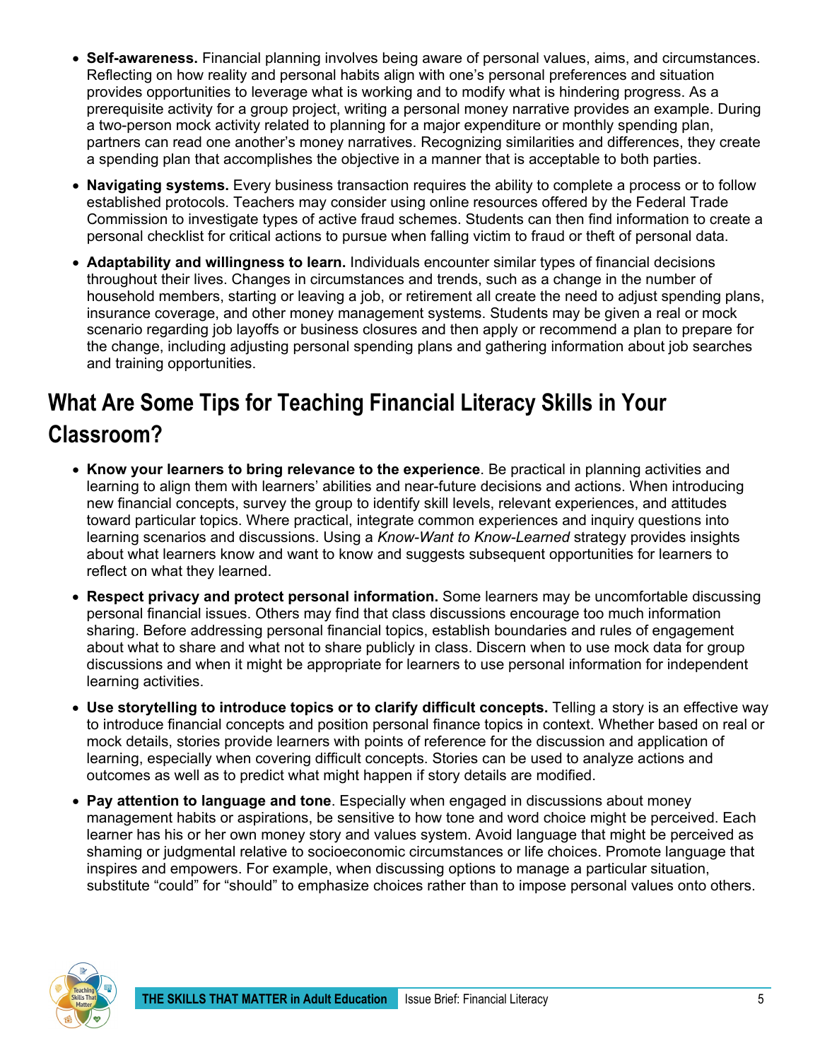- **Self-awareness.** Financial planning involves being aware of personal values, aims, and circumstances. Reflecting on how reality and personal habits align with one's personal preferences and situation provides opportunities to leverage what is working and to modify what is hindering progress. As a prerequisite activity for a group project, writing a personal money narrative provides an example. During a two-person mock activity related to planning for a major expenditure or monthly spending plan, partners can read one another's money narratives. Recognizing similarities and differences, they create a spending plan that accomplishes the objective in a manner that is acceptable to both parties.
- **Navigating systems.** Every business transaction requires the ability to complete a process or to follow established protocols. Teachers may consider using online resources offered by the Federal Trade Commission to investigate types of active fraud schemes. Students can then find information to create a personal checklist for critical actions to pursue when falling victim to fraud or theft of personal data.
- **Adaptability and willingness to learn.** Individuals encounter similar types of financial decisions throughout their lives. Changes in circumstances and trends, such as a change in the number of household members, starting or leaving a job, or retirement all create the need to adjust spending plans, insurance coverage, and other money management systems. Students may be given a real or mock scenario regarding job layoffs or business closures and then apply or recommend a plan to prepare for the change, including adjusting personal spending plans and gathering information about job searches and training opportunities.

## What Are Some Tips for Teaching Financial Literacy Skills in Your Classroom?

- **Know your learners to bring relevance to the experience**. Be practical in planning activities and learning to align them with learners' abilities and near-future decisions and actions. When introducing new financial concepts, survey the group to identify skill levels, relevant experiences, and attitudes toward particular topics. Where practical, integrate common experiences and inquiry questions into learning scenarios and discussions. Using a *Know-Want to Know-Learned* strategy provides insights about what learners know and want to know and suggests subsequent opportunities for learners to reflect on what they learned.
- **Respect privacy and protect personal information.** Some learners may be uncomfortable discussing personal financial issues. Others may find that class discussions encourage too much information sharing. Before addressing personal financial topics, establish boundaries and rules of engagement about what to share and what not to share publicly in class. Discern when to use mock data for group discussions and when it might be appropriate for learners to use personal information for independent learning activities.
- **Use storytelling to introduce topics or to clarify difficult concepts.** Telling a story is an effective way to introduce financial concepts and position personal finance topics in context. Whether based on real or mock details, stories provide learners with points of reference for the discussion and application of learning, especially when covering difficult concepts. Stories can be used to analyze actions and outcomes as well as to predict what might happen if story details are modified.
- **Pay attention to language and tone**. Especially when engaged in discussions about money management habits or aspirations, be sensitive to how tone and word choice might be perceived. Each learner has his or her own money story and values system. Avoid language that might be perceived as shaming or judgmental relative to socioeconomic circumstances or life choices. Promote language that inspires and empowers. For example, when discussing options to manage a particular situation, substitute "could" for "should" to emphasize choices rather than to impose personal values onto others.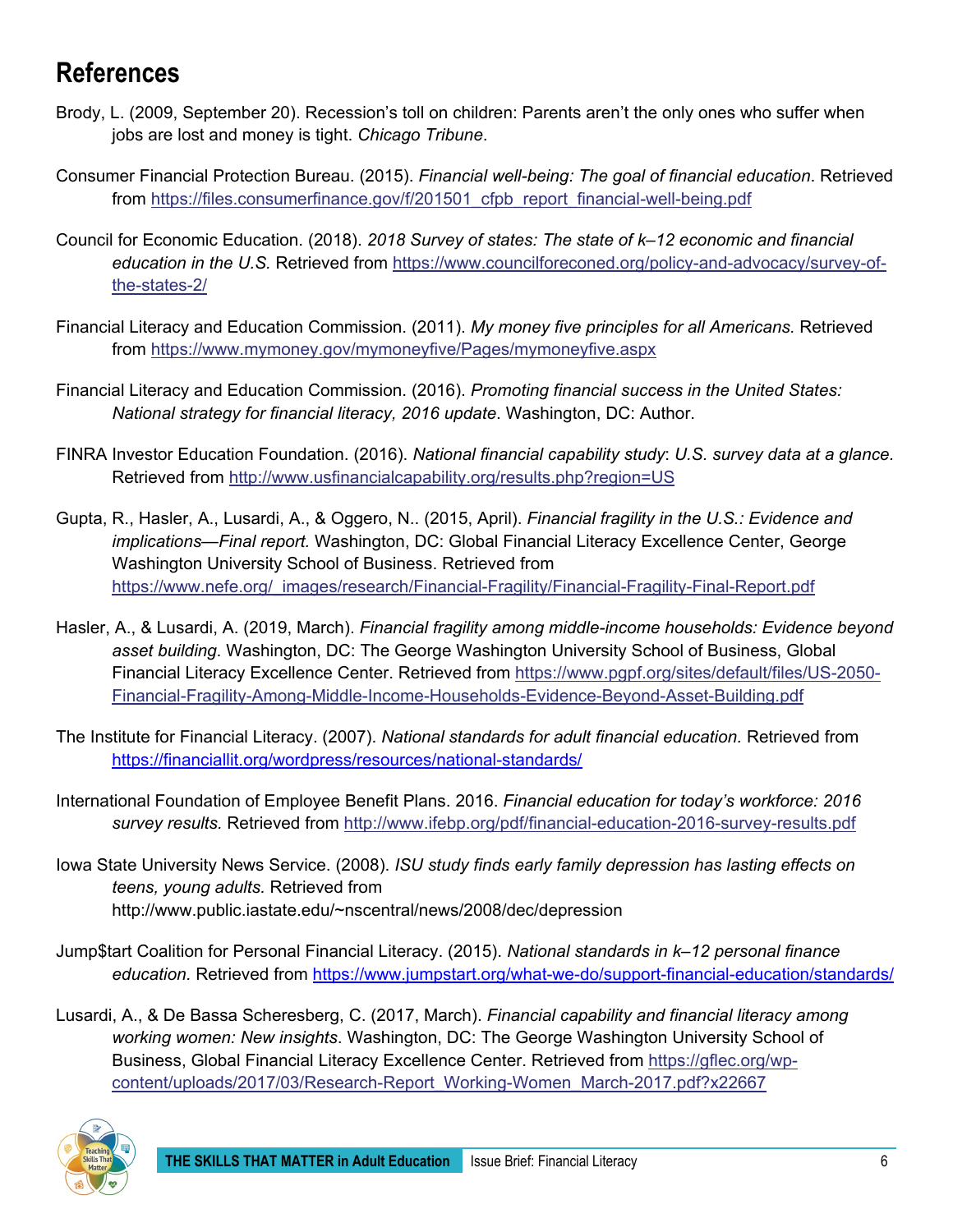## References

Brody, L. (2009, September 20). Recession's toll on children: Parents aren't the only ones who suffer when jobs are lost and money is tight. *Chicago Tribune*.

Consumer Financial Protection Bureau. (2015). *Financial well-being: The goal of financial education*. Retrieved from https://files.consumerfinance.gov/f/201501_cfpb_report_financial-well-being.pdf

Council for Economic Education. (2018). *2018 Survey of states: The state of k–12 economic and financial education in the U.S.* Retrieved from https://www.councilforeconed.org/policy-and-advocacy/survey-of-the-states-2/

Financial Literacy and Education Commission. (2011). *My money five principles for all Americans.* Retrieved from https://www.mymoney.gov/mymoneyfive/Pages/mymoneyfive.aspx

Financial Literacy and Education Commission. (2016). *Promoting financial success in the United States: National strategy for financial literacy, 2016 update*. Washington, DC: Author.

FINRA Investor Education Foundation. (2016). *National financial capability study*: *U.S. survey data at a glance.* Retrieved from http://www.usfinancialcapability.org/results.php?region=US

Gupta, R., Hasler, A., Lusardi, A., & Oggero, N.. (2015, April). *Financial fragility in the U.S.: Evidence and implications—Final report.* Washington, DC: Global Financial Literacy Excellence Center, George Washington University School of Business. Retrieved from https://www.nefe.org/_images/research/Financial-Fragility/Financial-Fragility-Final-Report.pdf

Hasler, A., & Lusardi, A. (2019, March). *Financial fragility among middle-income households: Evidence beyond asset building*. Washington, DC: The George Washington University School of Business, Global Financial Literacy Excellence Center. Retrieved from https://www.pgpf.org/sites/default/files/US-2050-Financial-Fragility-Among-Middle-Income-Households-Evidence-Beyond-Asset-Building.pdf

The Institute for Financial Literacy. (2007). *National standards for adult financial education.* Retrieved from https://financiallit.org/wordpress/resources/national-standards/

International Foundation of Employee Benefit Plans. 2016. *Financial education for today's workforce: 2016 survey results.* Retrieved from http://www.ifebp.org/pdf/financial-education-2016-survey-results.pdf

Iowa State University News Service. (2008). *ISU study finds early family depression has lasting effects on teens, young adults.* Retrieved from http://www.public.iastate.edu/~nscentral/news/2008/dec/depression

Jump$tart Coalition for Personal Financial Literacy. (2015). *National standards in k–12 personal finance education.* Retrieved from https://www.jumpstart.org/what-we-do/support-financial-education/standards/

Lusardi, A., & De Bassa Scheresberg, C. (2017, March). *Financial capability and financial literacy among working women: New insights*. Washington, DC: The George Washington University School of Business, Global Financial Literacy Excellence Center. Retrieved from https://gflec.org/wp-content/uploads/2017/03/Research-Report_Working-Women_March-2017.pdf?x22667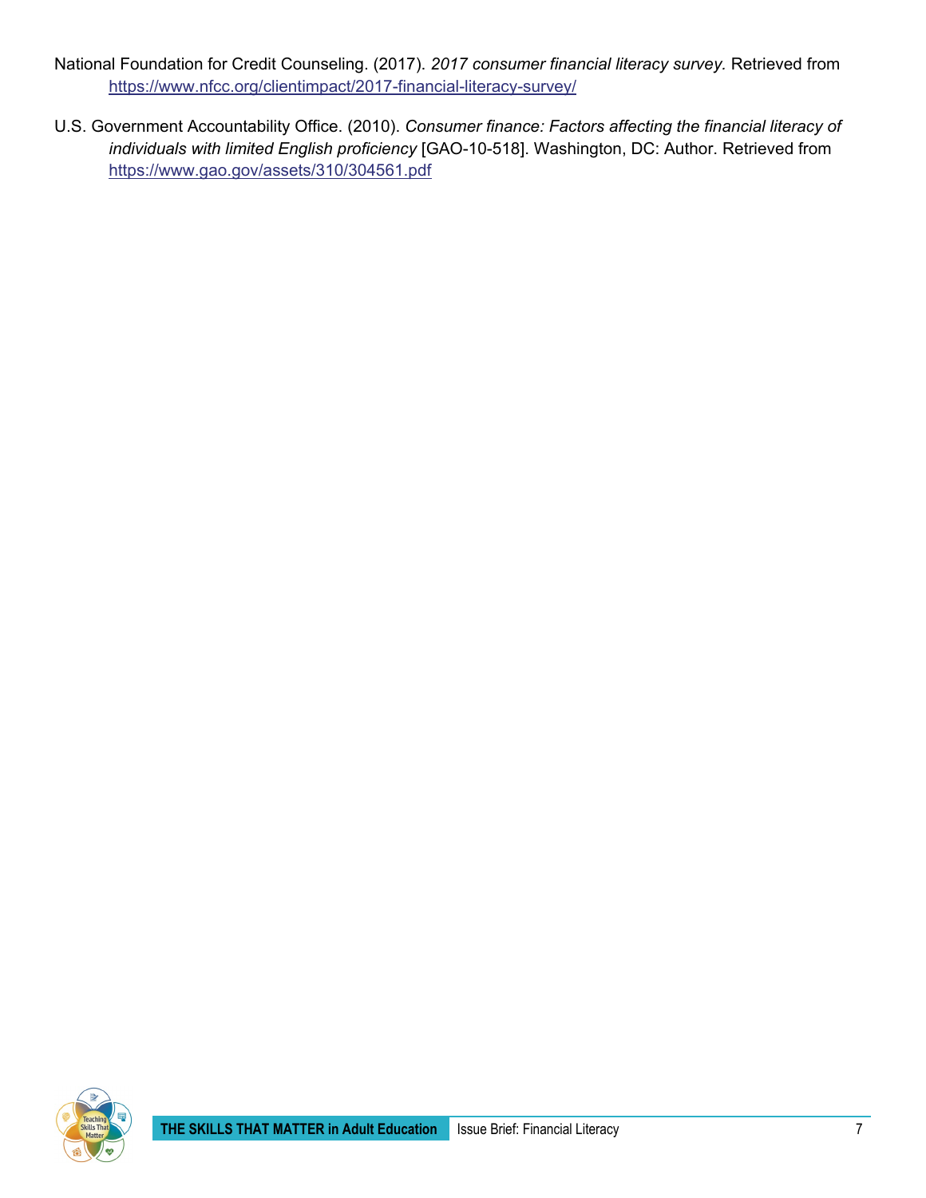National Foundation for Credit Counseling. (2017). *2017 consumer financial literacy survey*. Retrieved from https://www.nfcc.org/clientimpact/2017-financial-literacy-survey/

U.S. Government Accountability Office. (2010). *Consumer finance: Factors affecting the financial literacy of individuals with limited English proficiency* [GAO-10-518]. Washington, DC: Author. Retrieved from https://www.gao.gov/assets/310/304561.pdf